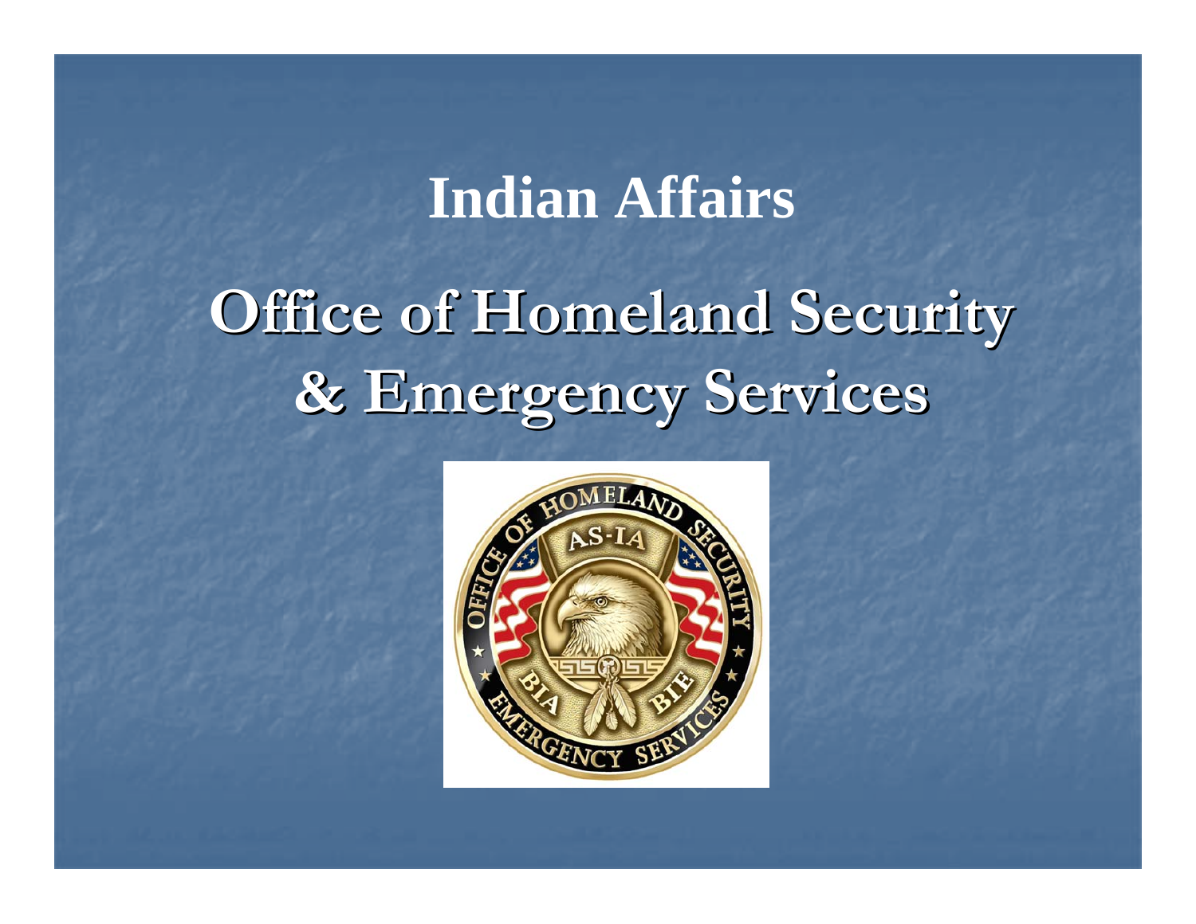# Indian Affairs

# Office of Homeland Security & Emergency Services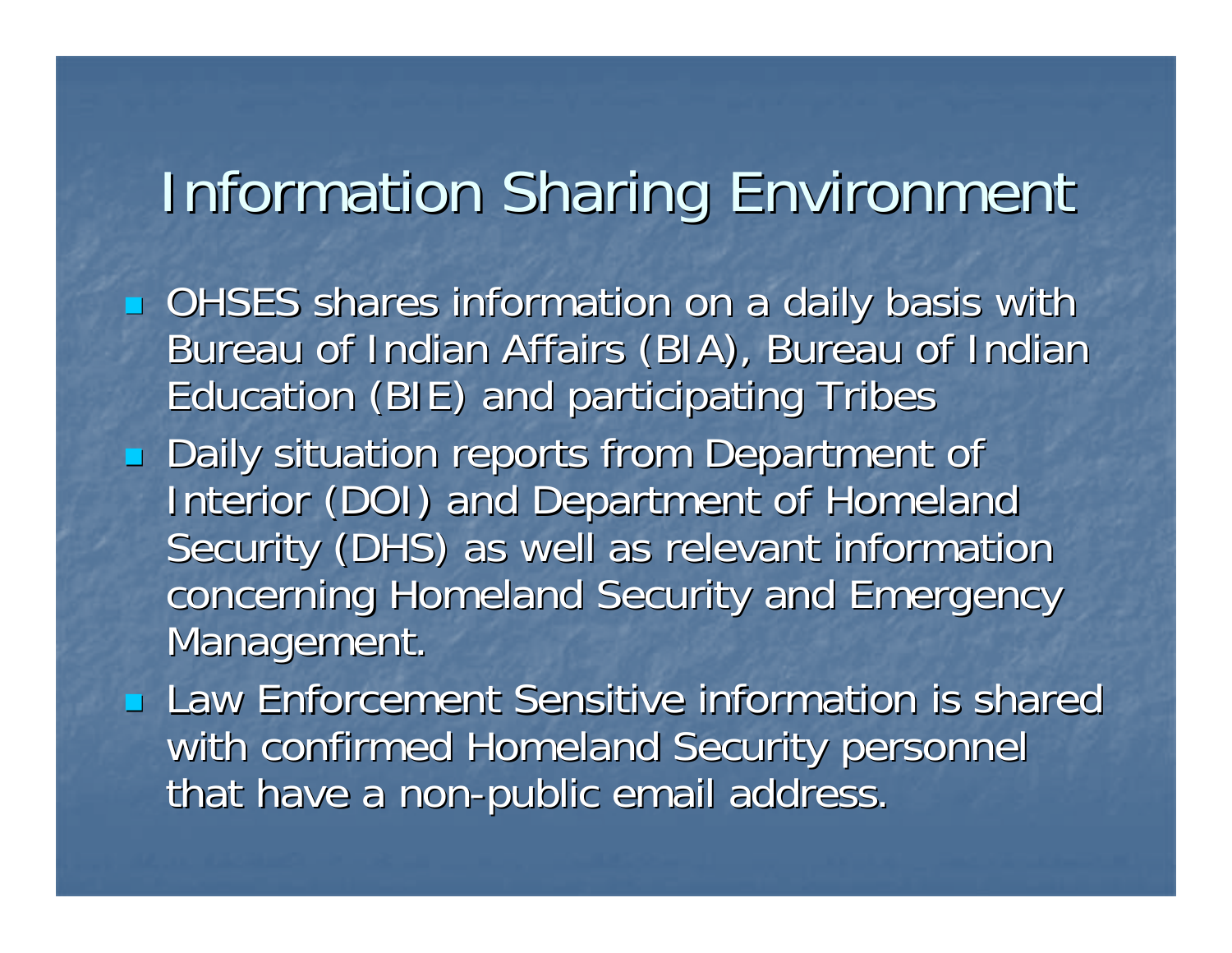# Information Sharing Environment

- OHSES shares information on a daily basis with Bureau of Indian Affairs (BIA), Bureau of Indian Education (BIE) and participating Tribes
- Daily situation reports from Department of Interior (DOI) and Department of Homeland Security (DHS) as well as relevant information concerning Homeland Security and Emergency Management.
- Law Enforcement Sensitive information is shared with confirmed Homeland Security personnel that have a non-public email address.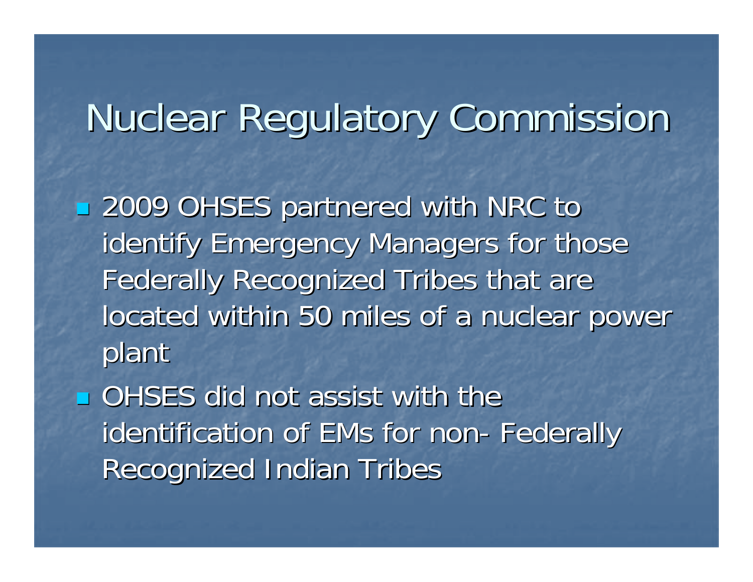# Nuclear Regulatory Commission

- 2009 OHSES partnered with NRC to identify Emergency Managers for those Federally Recognized Tribes that are located within 50 miles of a nuclear power plant
- OHSES did not assist with the identification of EMs for non- Federally Recognized Indian Tribes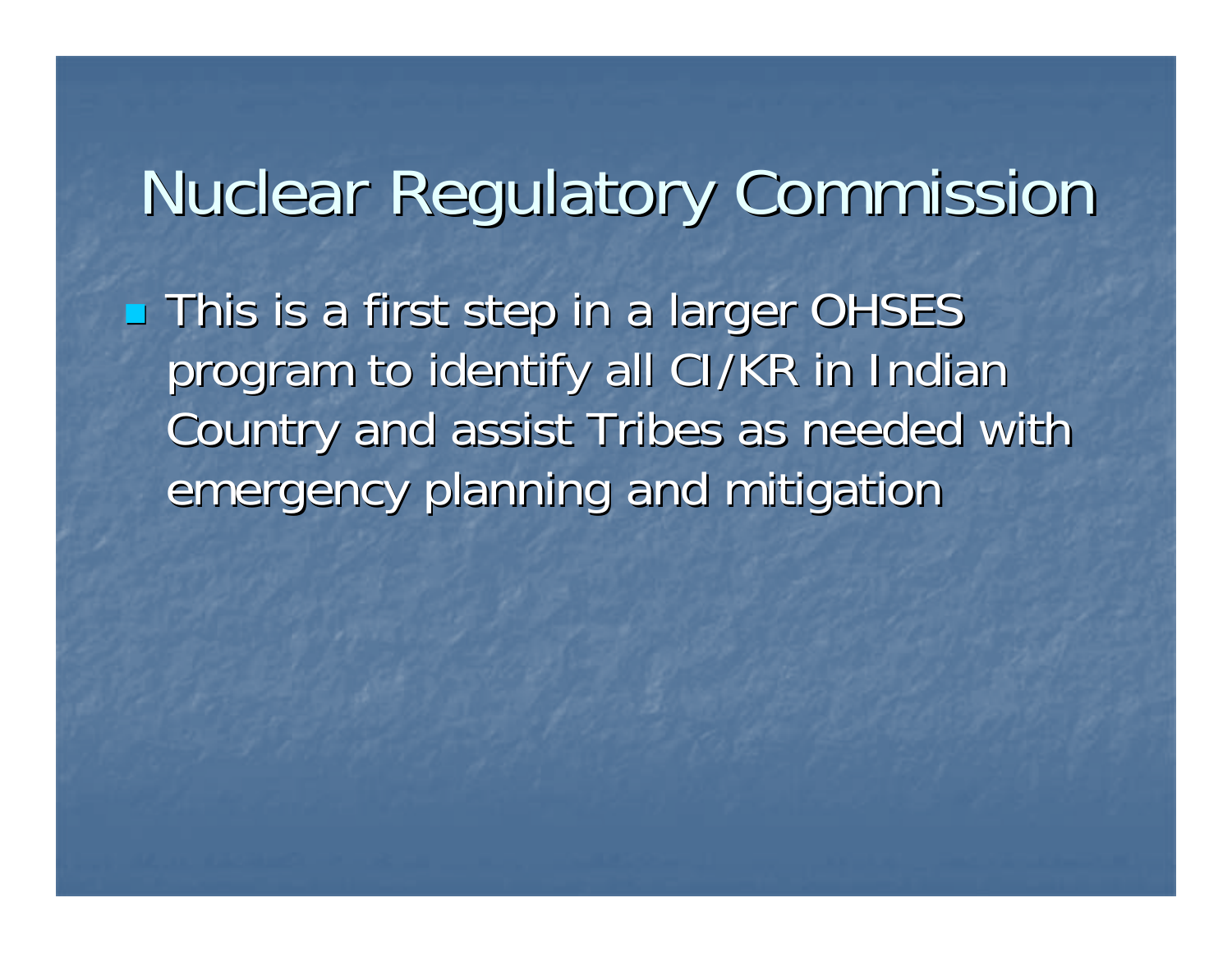# Nuclear Regulatory Commission

- This is a first step in a larger OHSES program to identify all CI/KR in Indian Country and assist Tribes as needed with emergency planning and mitigation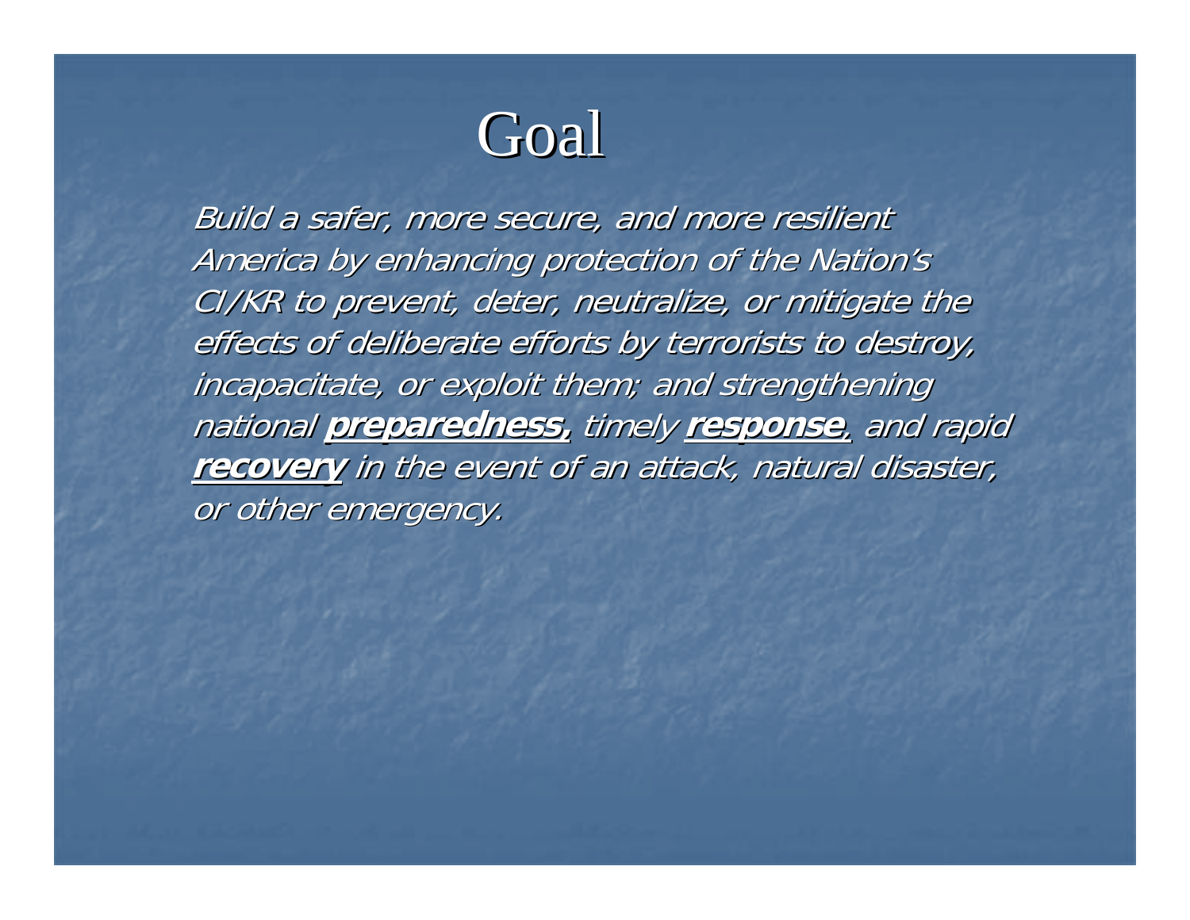# Goal

*Build a safer, more secure, and more resilient America by enhancing protection of the Nation's CI/KR to prevent, deter, neutralize, or mitigate the effects of deliberate efforts by terrorists to destroy, incapacitate, or exploit them; and strengthening national* ***<u>preparedness</u>,*** *timely* ***<u>response</u>****, and rapid* ***<u>recovery</u>*** *in the event of an attack, natural disaster, or other emergency.*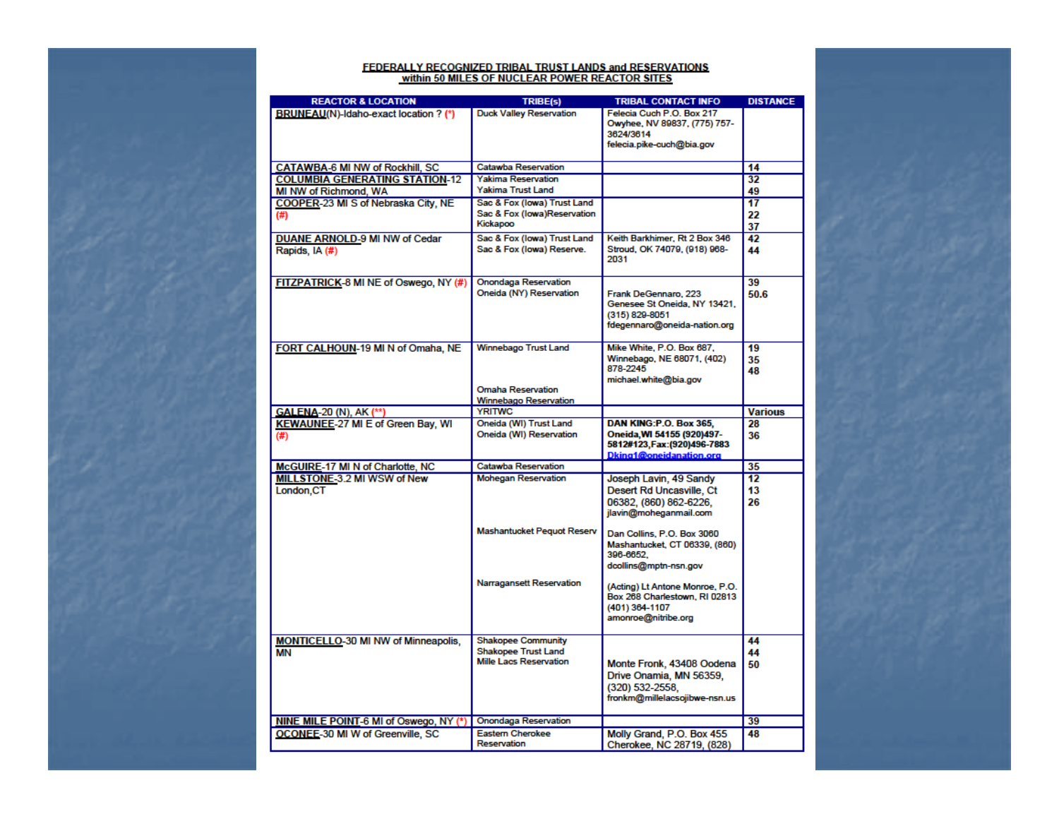**FEDERALLY RECOGNIZED TRIBAL TRUST LANDS and RESERVATIONS within 50 MILES OF NUCLEAR POWER REACTOR SITES**

| REACTOR & LOCATION | TRIBE(s) | TRIBAL CONTACT INFO | DISTANCE |
|---|---|---|---|
| **BRUNEAU**(N)-Idaho-exact location ? (*) | Duck Valley Reservation | Felecia Cuch P.O. Box 217 Owyhee, NV 89837, (775) 757-3624/3614 felecia.pike-cuch@bia.gov | |
| **CATAWBA**-6 MI NW of Rockhill, SC | Catawba Reservation | | 14 |
| **COLUMBIA GENERATING STATION**-12 MI NW of Richmond, WA | Yakima Reservation<br>Yakima Trust Land | | 32<br>49 |
| **COOPER**-23 MI S of Nebraska City, NE (#) | Sac & Fox (Iowa) Trust Land<br>Sac & Fox (Iowa)Reservation<br>Kickapoo | | 17<br>22<br>37 |
| **DUANE ARNOLD**-9 MI NW of Cedar Rapids, IA (#) | Sac & Fox (Iowa) Trust Land<br>Sac & Fox (Iowa) Reserve. | Keith Barkhimer, Rt 2 Box 346 Stroud, OK 74079, (918) 968-2031 | 42<br>44 |
| **FITZPATRICK**-8 MI NE of Oswego, NY (#) | Onondaga Reservation<br>Oneida (NY) Reservation | Frank DeGennaro, 223 Genesee St Oneida, NY 13421, (315) 829-8051 fdegennaro@oneida-nation.org | 39<br>50.6 |
| **FORT CALHOUN**-19 MI N of Omaha, NE | Winnebago Trust Land<br>Omaha Reservation<br>Winnebago Reservation | Mike White, P.O. Box 687, Winnebago, NE 68071, (402) 878-2245 michael.white@bia.gov | 19<br>35<br>48 |
| **GALENA**-20 (N), AK (**) | YRITWC | | Various |
| **KEWAUNEE**-27 MI E of Green Bay, WI (#) | Oneida (WI) Trust Land<br>Oneida (WI) Reservation | **DAN KING:P.O. Box 365, Oneida,WI 54155 (920)497-5812#123,Fax:(920)496-7883 Dking1@oneidanation.org** | 28<br>36 |
| **McGUIRE**-17 MI N of Charlotte, NC | Catawba Reservation | | 35 |
| **MILLSTONE**-3.2 MI WSW of New London,CT | Mohegan Reservation<br>Mashantucket Pequot Reserv<br>Narragansett Reservation | Joseph Lavin, 49 Sandy Desert Rd Uncasville, Ct 06382, (860) 862-6226, jlavin@moheganmail.com<br>Dan Collins, P.O. Box 3060 Mashantucket, CT 06339, (860) 396-6652, dcollins@mptn-nsn.gov<br>(Acting) Lt Antone Monroe, P.O. Box 268 Charlestown, RI 02813 (401) 364-1107 amonroe@nitribe.org | 12<br>13<br>26 |
| **MONTICELLO**-30 MI NW of Minneapolis, MN | Shakopee Community<br>Shakopee Trust Land<br>Mille Lacs Reservation | Monte Fronk, 43408 Oodena Drive Onamia, MN 56359, (320) 532-2558, fronkm@millelacsojibwe-nsn.us | 44<br>44<br>50 |
| **NINE MILE POINT**-6 MI of Oswego, NY (*) | Onondaga Reservation | | 39 |
| **OCONEE**-30 MI W of Greenville, SC | Eastern Cherokee Reservation | Molly Grand, P.O. Box 455 Cherokee, NC 28719, (828) | 48 |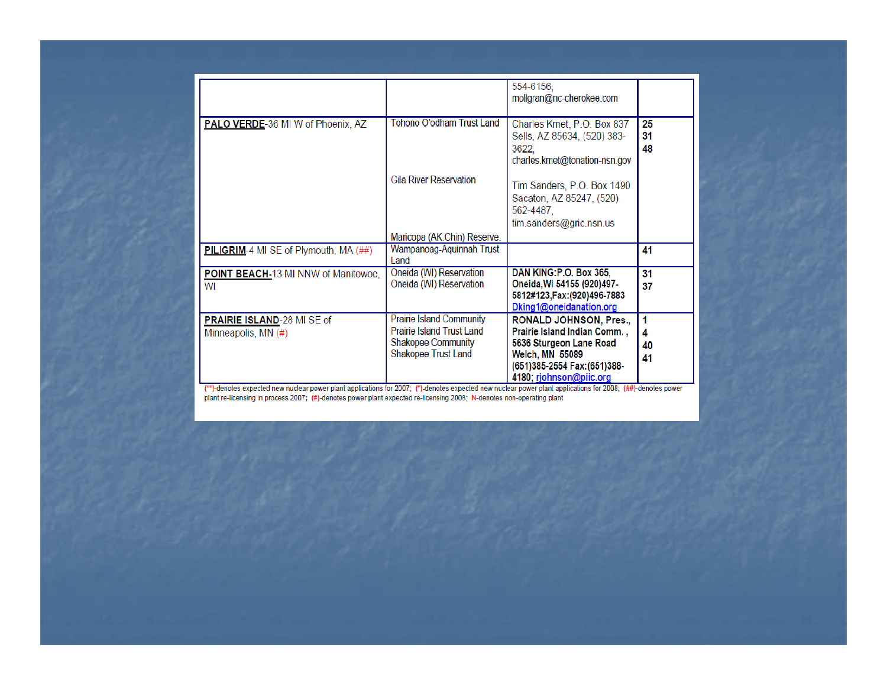| | | | |
|---|---|---|---|
| | | 554-6156, mollgran@nc-cherokee.com | |
| **PALO VERDE**-36 MI W of Phoenix, AZ | Tohono O'odham Trust Land<br><br>Gila River Reservation<br><br>Maricopa (AK Chin) Reserve. | Charles Kmet, P.O. Box 837 Sells, AZ 85634, (520) 383-3622, charles.kmet@tonation-nsn.gov<br><br>Tim Sanders, P.O. Box 1490 Sacaton, AZ 85247, (520) 562-4487, tim.sanders@gric.nsn.us | **25**<br>**31**<br>**48** |
| **PILIGRIM**-4 MI SE of Plymouth, MA (##) | Wampanoag-Aquinnah Trust Land | | **41** |
| **POINT BEACH**-13 MI NNW of Manitowoc, WI | Oneida (WI) Reservation<br>Oneida (WI) Reservation | **DAN KING:P.O. Box 365, Oneida,WI 54155 (920)497-5812#123,Fax:(920)496-7883** Dking1@oneidanation.org | **31**<br>**37** |
| **PRAIRIE ISLAND**-28 MI SE of Minneapolis, MN (#) | Prairie Island Community<br>Prairie Island Trust Land<br>Shakopee Community<br>Shakopee Trust Land | **RONALD JOHNSON, Pres., Prairie Island Indian Comm. , 5636 Sturgeon Lane Road Welch, MN 55089 (651)385-2554 Fax:(651)388-4180;** rjohnson@piic.org | **1**<br>**4**<br>**40**<br>**41** |

(**)-denotes expected new nuclear power plant applications for 2007; (*)-denotes expected new nuclear power plant applications for 2008; (##)-denotes power plant re-licensing in process 2007; (#)-denotes power plant expected re-licensing 2008; N-denotes non-operating plant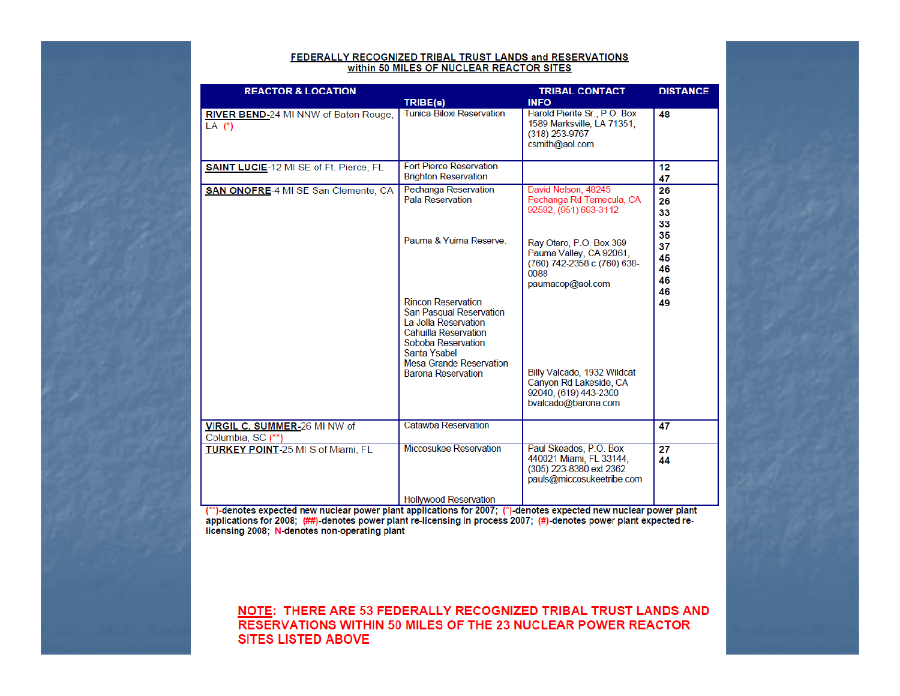## FEDERALLY RECOGNIZED TRIBAL TRUST LANDS and RESERVATIONS within 50 MILES OF NUCLEAR REACTOR SITES

| REACTOR & LOCATION | TRIBE(s) | TRIBAL CONTACT INFO | DISTANCE |
|---|---|---|---|
| **RIVER BEND**-24 MI NNW of Baton Rouge, LA (*) | Tunica-Biloxi Reservation | Harold Pierite Sr., P.O. Box 1589 Marksville, LA 71351, (318) 253-9767 csmith@aol.com | **48** |
| **SAINT LUCIE**-12 MI SE of Ft. Pierce, FL | Fort Pierce Reservation<br>Brighton Reservation | | **12**<br>**47** |
| **SAN ONOFRE**-4 MI SE San Clemente, CA | Pechanga Reservation<br>Pala Reservation<br><br>Pauma & Yuima Reserve.<br><br>Rincon Reservation<br>San Pasqual Reservation<br>La Jolla Reservation<br>Cahuilla Reservation<br>Soboba Reservation<br>Santa Ysabel<br>Mesa Grande Reservation<br>Barona Reservation | David Nelson, 48245 Pechanga Rd Temecula, CA 92592, (951) 693-3112<br><br>Ray Otero, P.O. Box 369 Pauma Valley, CA 92061, (760) 742-2358 c (760) 638-0088 paumacop@aol.com<br><br>Billy Valcado, 1932 Wildcat Canyon Rd Lakeside, CA 92040, (619) 443-2300 bvalcado@barona.com | **26**<br>**26**<br>**33**<br>**33**<br>**35**<br>**37**<br>**45**<br>**46**<br>**46**<br>**46**<br>**49** |
| **VIRGIL C. SUMMER**-26 MI NW of Columbia, SC (**) | Catawba Reservation | | **47** |
| **TURKEY POINT**-25 MI S of Miami, FL | Miccosukee Reservation<br><br>Hollywood Reservation | Paul Skeados, P.O. Box 440021 Miami, FL 33144, (305) 223-8380 ext 2362 pauls@miccosukeetribe.com | **27**<br>**44** |

**(\*\*)-denotes expected new nuclear power plant applications for 2007; (\*)-denotes expected new nuclear power plant applications for 2008; (##)-denotes power plant re-licensing in process 2007; (#)-denotes power plant expected re-licensing 2008; N-denotes non-operating plant**

**NOTE: THERE ARE 53 FEDERALLY RECOGNIZED TRIBAL TRUST LANDS AND RESERVATIONS WITHIN 50 MILES OF THE 23 NUCLEAR POWER REACTOR SITES LISTED ABOVE**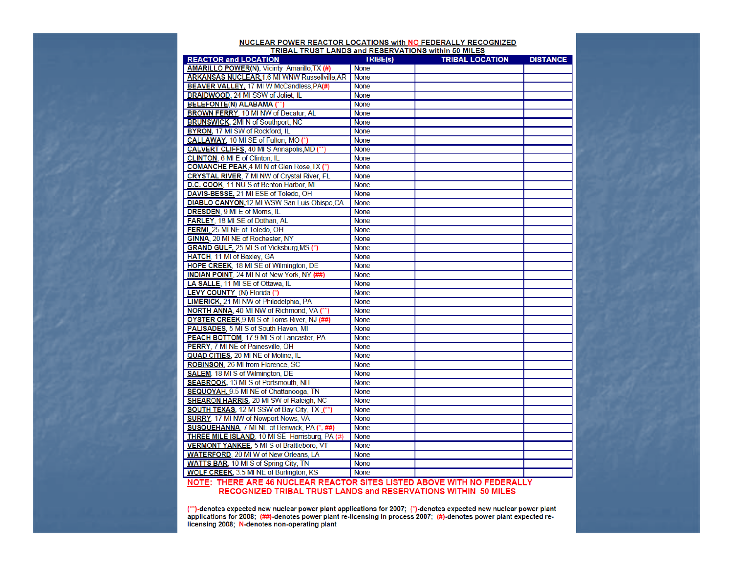## NUCLEAR POWER REACTOR LOCATIONS with NO FEDERALLY RECOGNIZED TRIBAL TRUST LANDS and RESERVATIONS within 50 MILES

| REACTOR and LOCATION | TRIBE(s) | TRIBAL LOCATION | DISTANCE |
|---|---|---|---|
| **AMARILLO POWER(N)**, Vicinty Amarillo,TX (#) | None | | |
| **ARKANSAS NUCLEAR**,1.6 MI WNW Russellville,AR | None | | |
| **BEAVER VALLEY**, 17 MI W McCandless,PA(#) | None | | |
| **BRAIDWOOD**, 24 MI SSW of Joliet, IL | None | | |
| **BELEFONTE(N) ALABAMA** (**) | None | | |
| **BROWN FERRY**, 10 MI NW of Decatur, AL | None | | |
| **BRUNSWICK**, 2MI N of Southport, NC | None | | |
| **BYRON**, 17 MI SW of Rockford, IL | None | | |
| **CALLAWAY**, 10 MI SE of Fulton, MO (*) | None | | |
| **CALVERT CLIFFS**, 40 MI S Annapolis,MD (**) | None | | |
| **CLINTON**, 6 MI E of Clinton, IL | None | | |
| **COMANCHE PEAK**,4 MI N of Glen Rose,TX (*) | None | | |
| **CRYSTAL RIVER**, 7 MI NW of Crystal River, FL | None | | |
| **D.C. COOK**, 11 NU S of Benton Harbor, MI | None | | |
| **DAVIS-BESSE**, 21 MI ESE of Toledo, OH | None | | |
| **DIABLO CANYON**,12 MI WSW San Luis Obispo,CA | None | | |
| **DRESDEN**, 9 MI E of Morris, IL | None | | |
| **FARLEY**, 18 MI SE of Dothan, AL | None | | |
| **FERMI**, 25 MI NE of Toledo, OH | None | | |
| **GINNA**, 20 MI NE of Rochester, NY | None | | |
| **GRAND GULF**, 25 MI S of Vicksburg,MS (*) | None | | |
| **HATCH**, 11 MI of Baxley, GA | None | | |
| **HOPE CREEK**, 18 MI SE of Wilmington, DE | None | | |
| **INDIAN POINT**, 24 MI N of New York, NY (##) | None | | |
| **LA SALLE**, 11 MI SE of Ottawa, IL | None | | |
| **LEVY COUNTY** (N) Florida (*) | None | | |
| **LIMERICK**, 21 MI NW of Philadelphia, PA | None | | |
| **NORTH ANNA**, 40 MI NW of Richmond, VA (**) | None | | |
| **OYSTER CREEK**,9 MI S of Toms River, NJ (##) | None | | |
| **PALISADES**, 5 MI S of South Haven, MI | None | | |
| **PEACH BOTTOM**, 17.9 MI S of Lancaster, PA | None | | |
| **PERRY**, 7 MI NE of Painesville, OH | None | | |
| **QUAD CITIES**, 20 MI NE of Moline, IL | None | | |
| **ROBINSON**, 26 MI from Florence, SC | None | | |
| **SALEM**, 18 MI S of Wilmington, DE | None | | |
| **SEABROOK**, 13 MI S of Portsmouth, NH | None | | |
| **SEQUOYAH**, 9.5 MI NE of Chattanooga, TN | None | | |
| **SHEARON HARRIS**, 20 MI SW of Raleigh, NC | None | | |
| **SOUTH TEXAS**, 12 MI SSW of Bay City, TX (**) | None | | |
| **SURRY**, 17 MI NW of Newport News, VA | None | | |
| **SUSQUEHANNA**, 7 MI NE of Berwick, PA (*, ##) | None | | |
| **THREE MILE ISLAND**, 10 MI SE Harrisburg, PA (#) | None | | |
| **VERMONT YANKEE**, 5 MI S of Brattleboro, VT | None | | |
| **WATERFORD**, 20 MI W of New Orleans, LA | None | | |
| **WATTS BAR**, 10 MI S of Spring City, TN | None | | |
| **WOLF CREEK**, 3.5 MI NE of Burlington, KS | None | | |

**NOTE: THERE ARE 46 NUCLEAR REACTOR SITES LISTED ABOVE WITH NO FEDERALLY RECOGNIZED TRIBAL TRUST LANDS and RESERVATIONS WITHIN 50 MILES**

(**)-denotes expected new nuclear power plant applications for 2007; (*)-denotes expected new nuclear power plant applications for 2008; (##)-denotes power plant re-licensing in process 2007; (#)-denotes power plant expected re-licensing 2008; N-denotes non-operating plant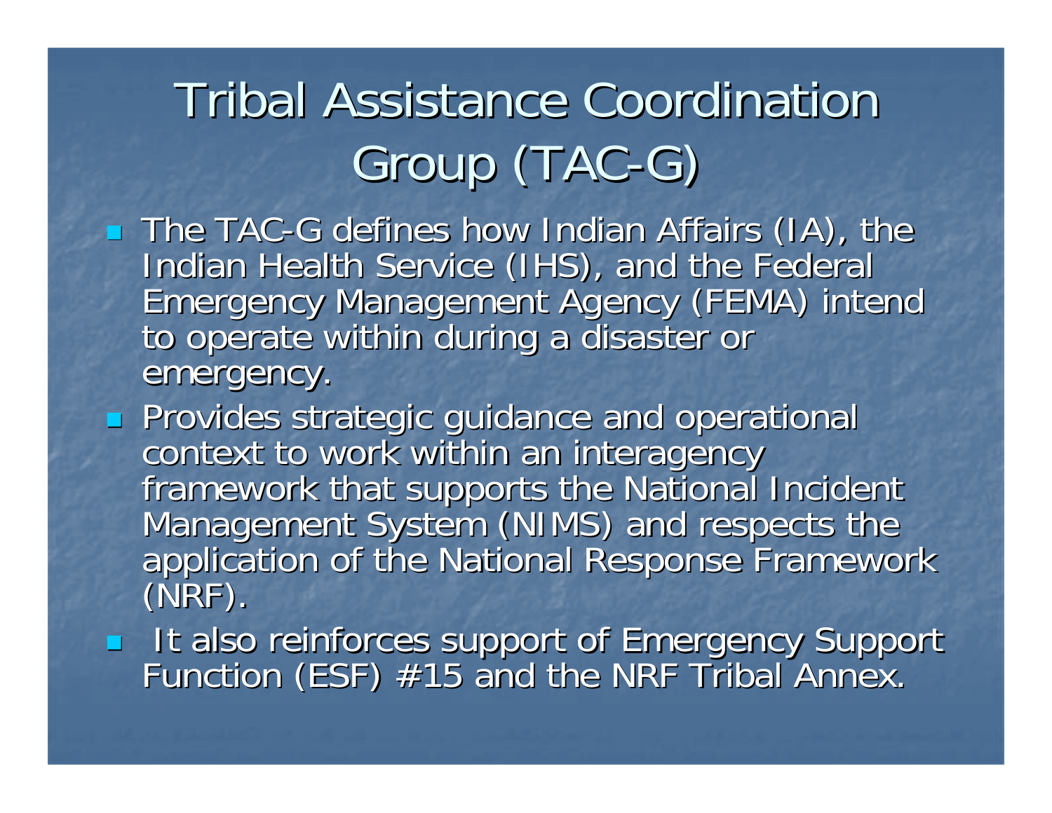# Tribal Assistance Coordination Group (TAC-G)

- The TAC-G defines how Indian Affairs (IA), the Indian Health Service (IHS), and the Federal Emergency Management Agency (FEMA) intend to operate within during a disaster or emergency.
- Provides strategic guidance and operational context to work within an interagency framework that supports the National Incident Management System (NIMS) and respects the application of the National Response Framework (NRF).
- It also reinforces support of Emergency Support Function (ESF) #15 and the NRF Tribal Annex.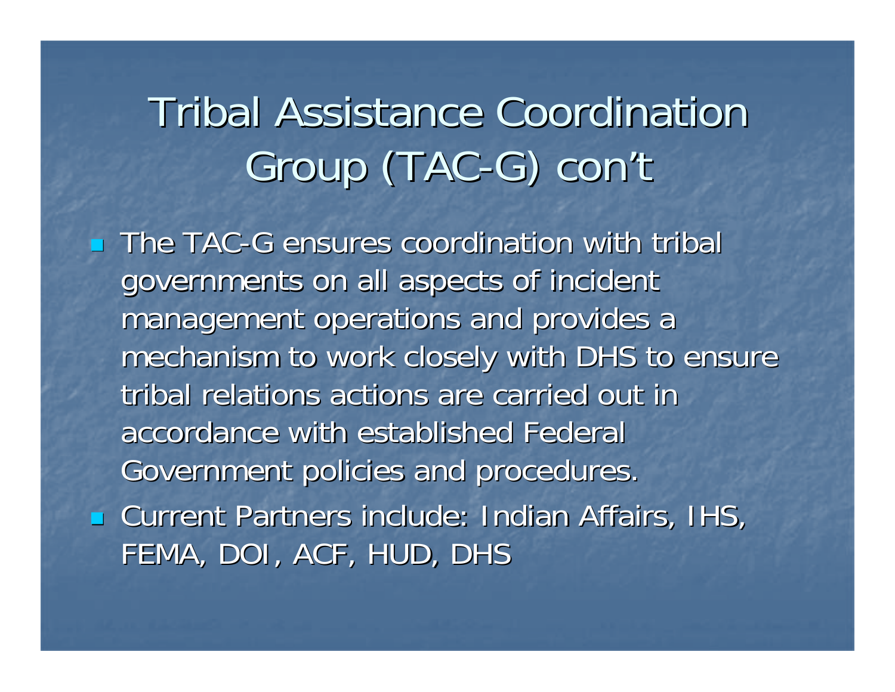# Tribal Assistance Coordination Group (TAC-G) con't

- The TAC-G ensures coordination with tribal governments on all aspects of incident management operations and provides a mechanism to work closely with DHS to ensure tribal relations actions are carried out in accordance with established Federal Government policies and procedures.
- Current Partners include: Indian Affairs, IHS, FEMA, DOI, ACF, HUD, DHS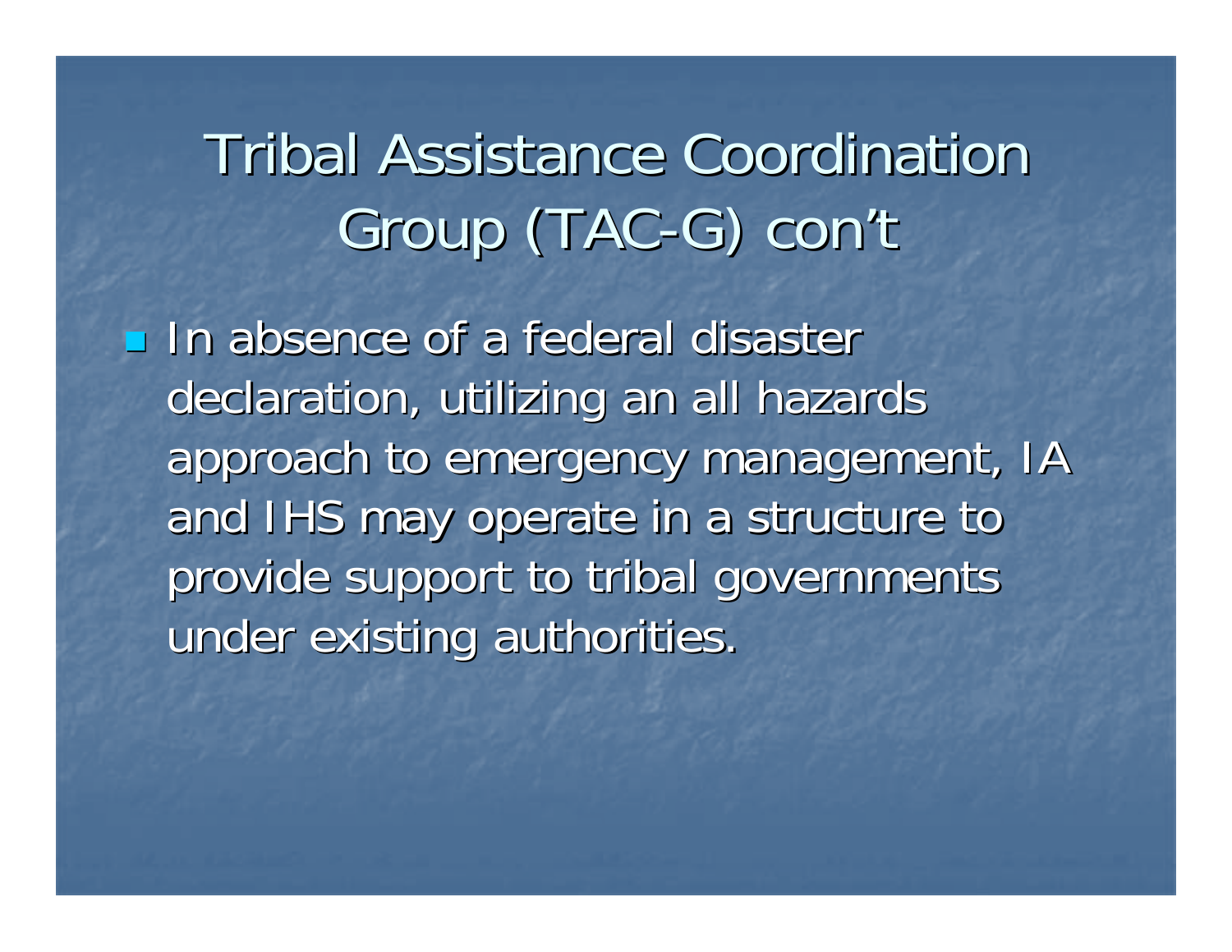# Tribal Assistance Coordination Group (TAC-G) con't

- In absence of a federal disaster declaration, utilizing an all hazards approach to emergency management, IA and IHS may operate in a structure to provide support to tribal governments under existing authorities.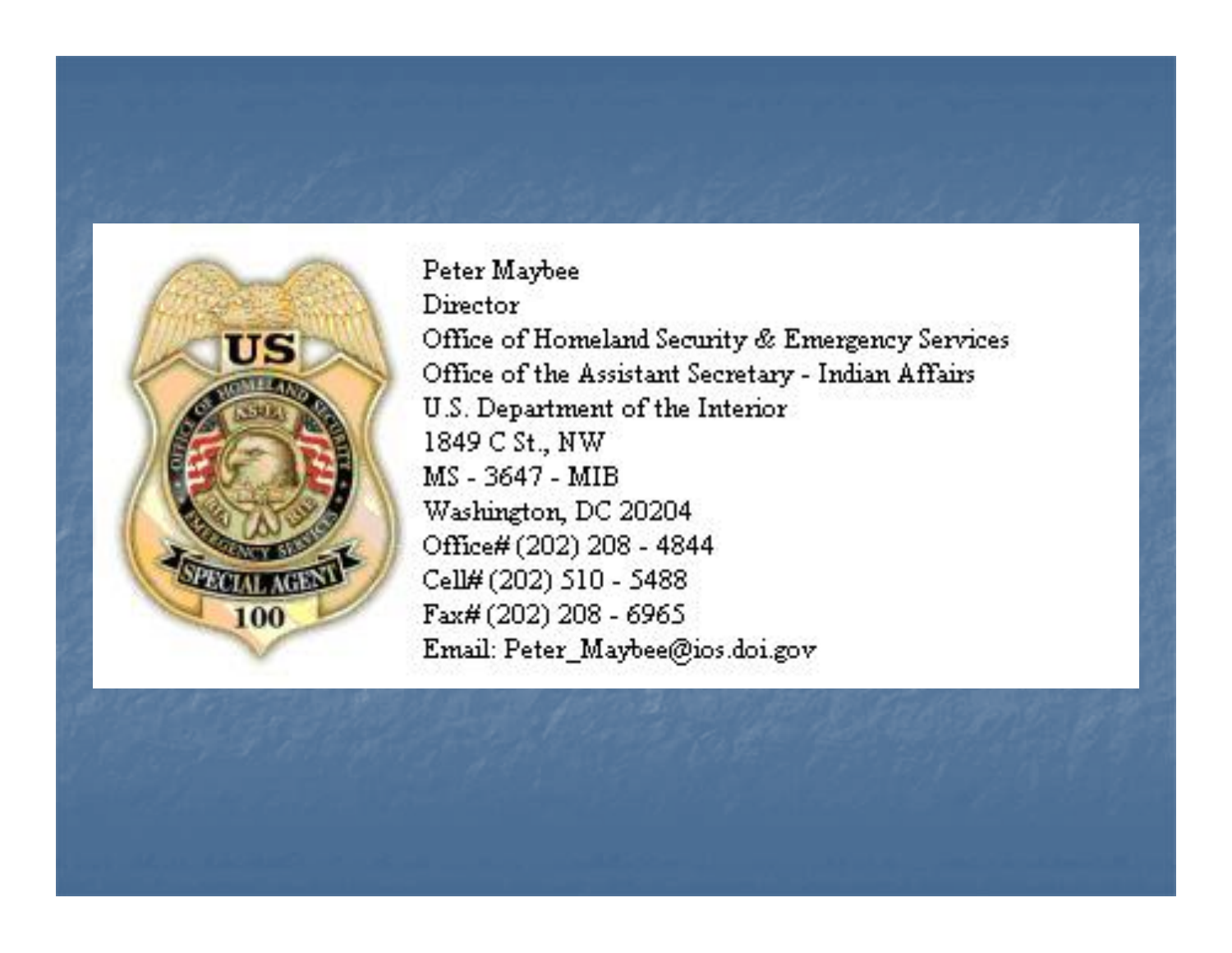Peter Maybee
Director
Office of Homeland Security & Emergency Services
Office of the Assistant Secretary - Indian Affairs
U.S. Department of the Interior
1849 C St., NW
MS - 3647 - MIB
Washington, DC 20204
Office# (202) 208 - 4844
Cell# (202) 510 - 5488
Fax# (202) 208 - 6965
Email: Peter_Maybee@ios.doi.gov